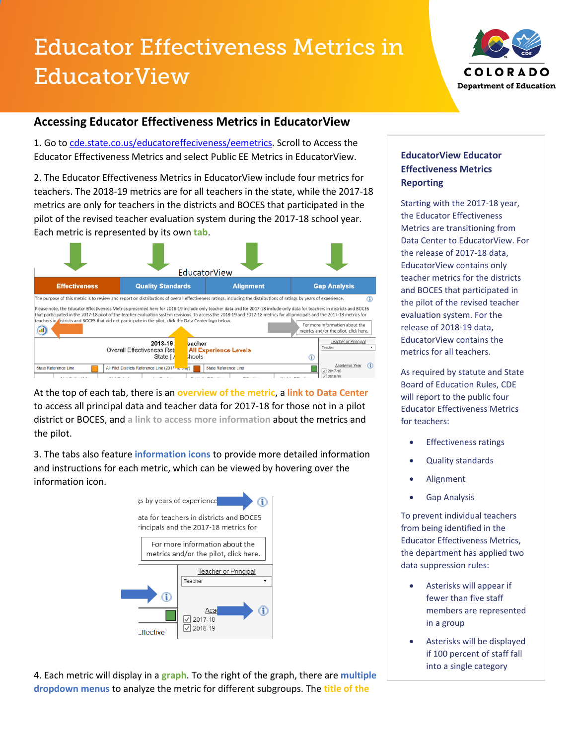# Educator Effectiveness Metrics in EducatorView

## Accessing Educator Effectiveness Metrics in EducatorView

1. Go to [cde.state.co.us/educatoreffeciveness/eemetrics](cde.state.co.us/educatoreffeciveness/eemetrics). Scroll to Access the Educator Effectiveness Metrics and select Public EE Metrics in EducatorView.

2. The Educator Effectiveness Metrics in EducatorView include four metrics for teachers. The 2018-19 metrics are for all teachers in the state, while the 2017-18 metrics are only for teachers in the districts and BOCES that participated in the pilot of the revised teacher evaluation system during the 2017-18 school year. Each metric is represented by its own tab.

At the top of each tab, there is an overview of the metric, a link to Data Center to access all principal data and teacher data for 2017-18 for those not in a pilot district or BOCES, and a link to access more information about the metrics and the pilot.

3. The tabs also feature information icons to provide more detailed information and instructions for each metric, which can be viewed by hovering over the information icon.

4. Each metric will display in a graph. To the right of the graph, there are multiple dropdown menus to analyze the metric for different subgroups. The title of the

### EducatorView Educator Effectiveness Metrics Reporting

Starting with the 2017-18 year, the Educator Effectiveness Metrics are transitioning from Data Center to EducatorView. For the release of 2017-18 data, EducatorView contains only teacher metrics for the districts and BOCES that participated in the pilot of the revised teacher evaluation system. For the release of 2018-19 data, EducatorView contains the metrics for all teachers.

As required by statute and State Board of Education Rules, CDE will report to the public four Educator Effectiveness Metrics for teachers:

- Effectiveness ratings
- Quality standards
- Alignment
- Gap Analysis

To prevent individual teachers from being identified in the Educator Effectiveness Metrics, the department has applied two data suppression rules:

- Asterisks will appear if fewer than five staff members are represented in a group
- Asterisks will be displayed if 100 percent of staff fall into a single category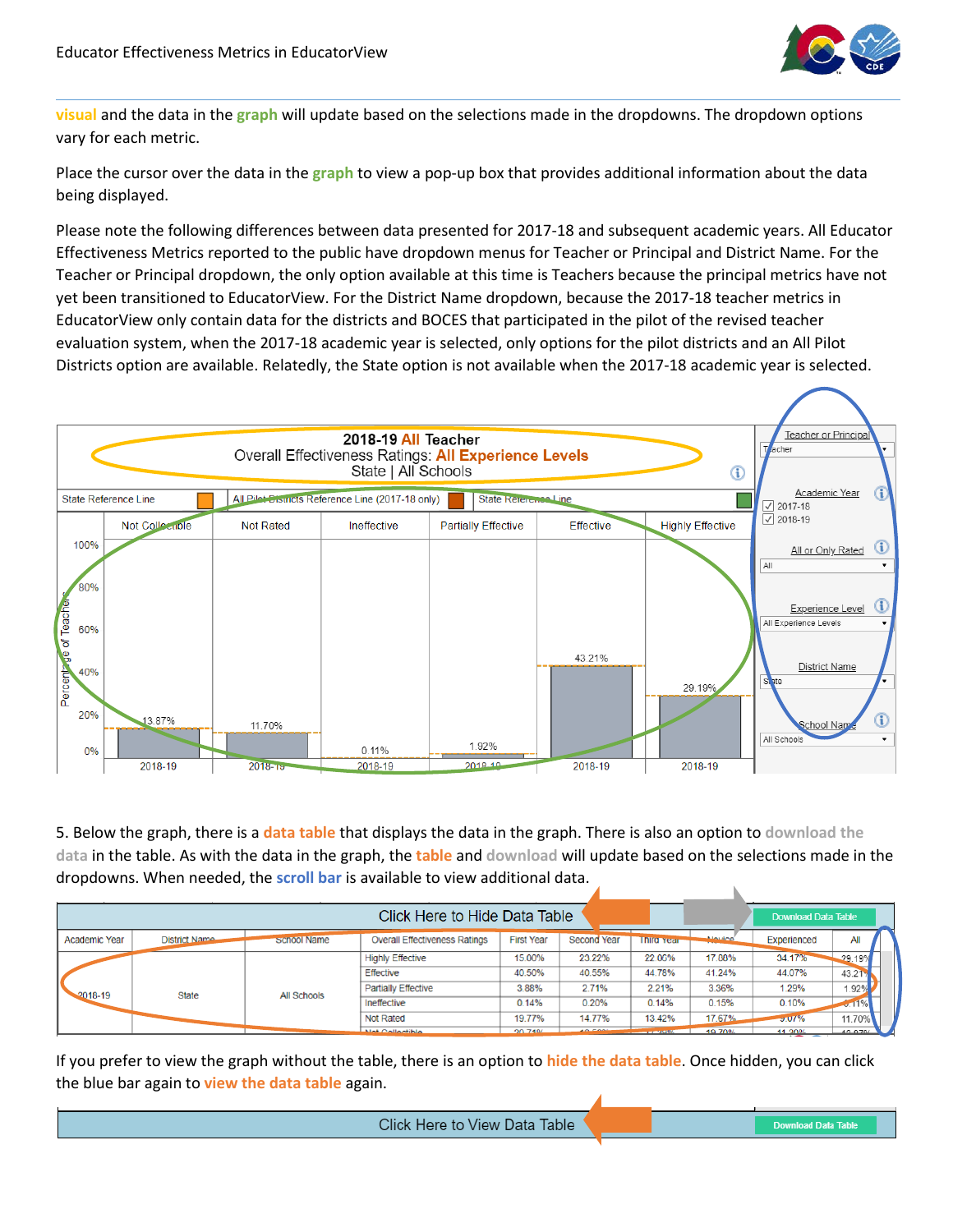visual and the data in the graph will update based on the selections made in the dropdowns. The dropdown options vary for each metric.

Place the cursor over the data in the graph to view a pop-up box that provides additional information about the data being displayed.

Please note the following differences between data presented for 2017-18 and subsequent academic years. All Educator Effectiveness Metrics reported to the public have dropdown menus for Teacher or Principal and District Name. For the Teacher or Principal dropdown, the only option available at this time is Teachers because the principal metrics have not yet been transitioned to EducatorView. For the District Name dropdown, because the 2017-18 teacher metrics in EducatorView only contain data for the districts and BOCES that participated in the pilot of the revised teacher evaluation system, when the 2017-18 academic year is selected, only options for the pilot districts and an All Pilot Districts option are available. Relatedly, the State option is not available when the 2017-18 academic year is selected.

5. Below the graph, there is a data table that displays the data in the graph. There is also an option to download the data in the table. As with the data in the graph, the table and download will update based on the selections made in the dropdowns. When needed, the scroll bar is available to view additional data.

If you prefer to view the graph without the table, there is an option to hide the data table. Once hidden, you can click the blue bar again to view the data table again.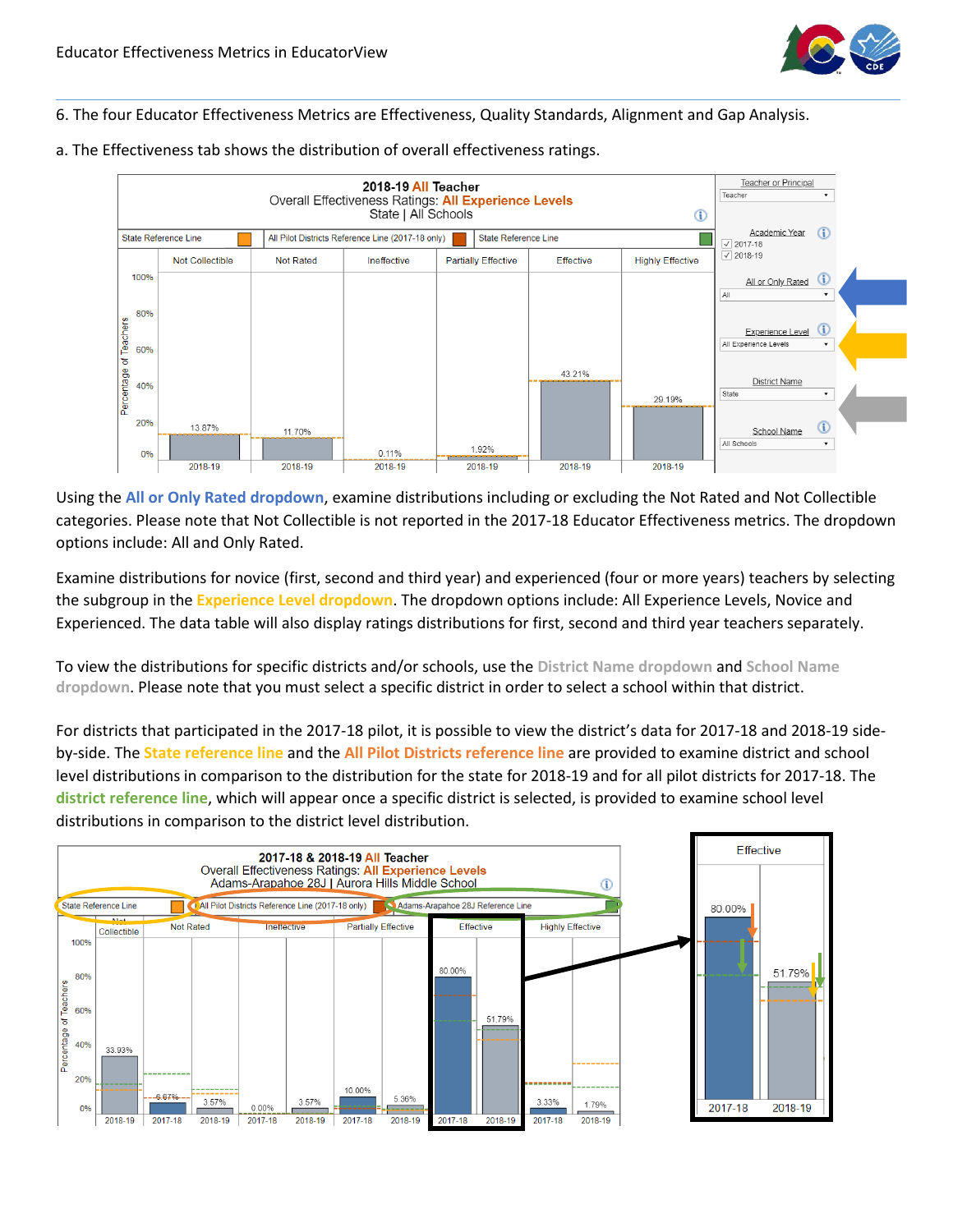6. The four Educator Effectiveness Metrics are Effectiveness, Quality Standards, Alignment and Gap Analysis.

a. The Effectiveness tab shows the distribution of overall effectiveness ratings.

Using the **All or Only Rated dropdown**, examine distributions including or excluding the Not Rated and Not Collectible categories. Please note that Not Collectible is not reported in the 2017-18 Educator Effectiveness metrics. The dropdown options include: All and Only Rated.

Examine distributions for novice (first, second and third year) and experienced (four or more years) teachers by selecting the subgroup in the **Experience Level dropdown**. The dropdown options include: All Experience Levels, Novice and Experienced. The data table will also display ratings distributions for first, second and third year teachers separately.

To view the distributions for specific districts and/or schools, use the **District Name dropdown** and **School Name dropdown**. Please note that you must select a specific district in order to select a school within that district.

For districts that participated in the 2017-18 pilot, it is possible to view the district's data for 2017-18 and 2018-19 side-by-side. The **State reference line** and the **All Pilot Districts reference line** are provided to examine district and school level distributions in comparison to the distribution for the state for 2018-19 and for all pilot districts for 2017-18. The **district reference line**, which will appear once a specific district is selected, is provided to examine school level distributions in comparison to the district level distribution.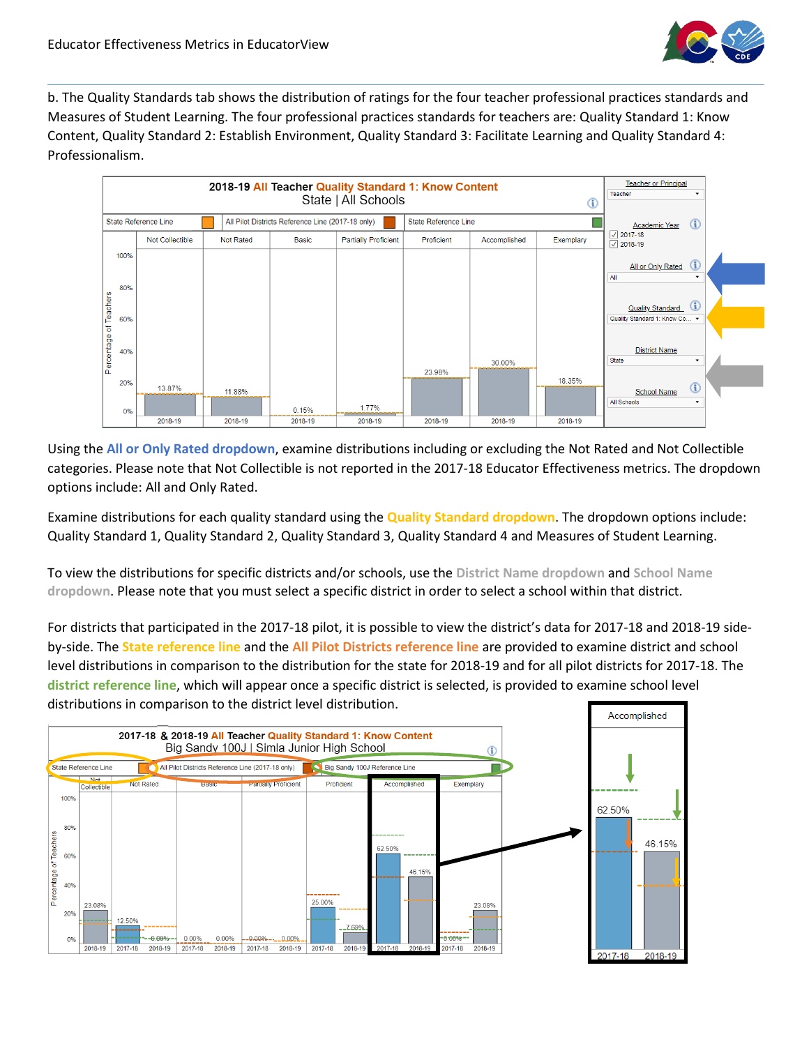b. The Quality Standards tab shows the distribution of ratings for the four teacher professional practices standards and Measures of Student Learning. The four professional practices standards for teachers are: Quality Standard 1: Know Content, Quality Standard 2: Establish Environment, Quality Standard 3: Facilitate Learning and Quality Standard 4: Professionalism.

Using the **All or Only Rated dropdown**, examine distributions including or excluding the Not Rated and Not Collectible categories. Please note that Not Collectible is not reported in the 2017-18 Educator Effectiveness metrics. The dropdown options include: All and Only Rated.

Examine distributions for each quality standard using the **Quality Standard dropdown**. The dropdown options include: Quality Standard 1, Quality Standard 2, Quality Standard 3, Quality Standard 4 and Measures of Student Learning.

To view the distributions for specific districts and/or schools, use the **District Name dropdown** and **School Name dropdown**. Please note that you must select a specific district in order to select a school within that district.

For districts that participated in the 2017-18 pilot, it is possible to view the district's data for 2017-18 and 2018-19 side-by-side. The **State reference line** and the **All Pilot Districts reference line** are provided to examine district and school level distributions in comparison to the distribution for the state for 2018-19 and for all pilot districts for 2017-18. The **district reference line**, which will appear once a specific district is selected, is provided to examine school level distributions in comparison to the district level distribution.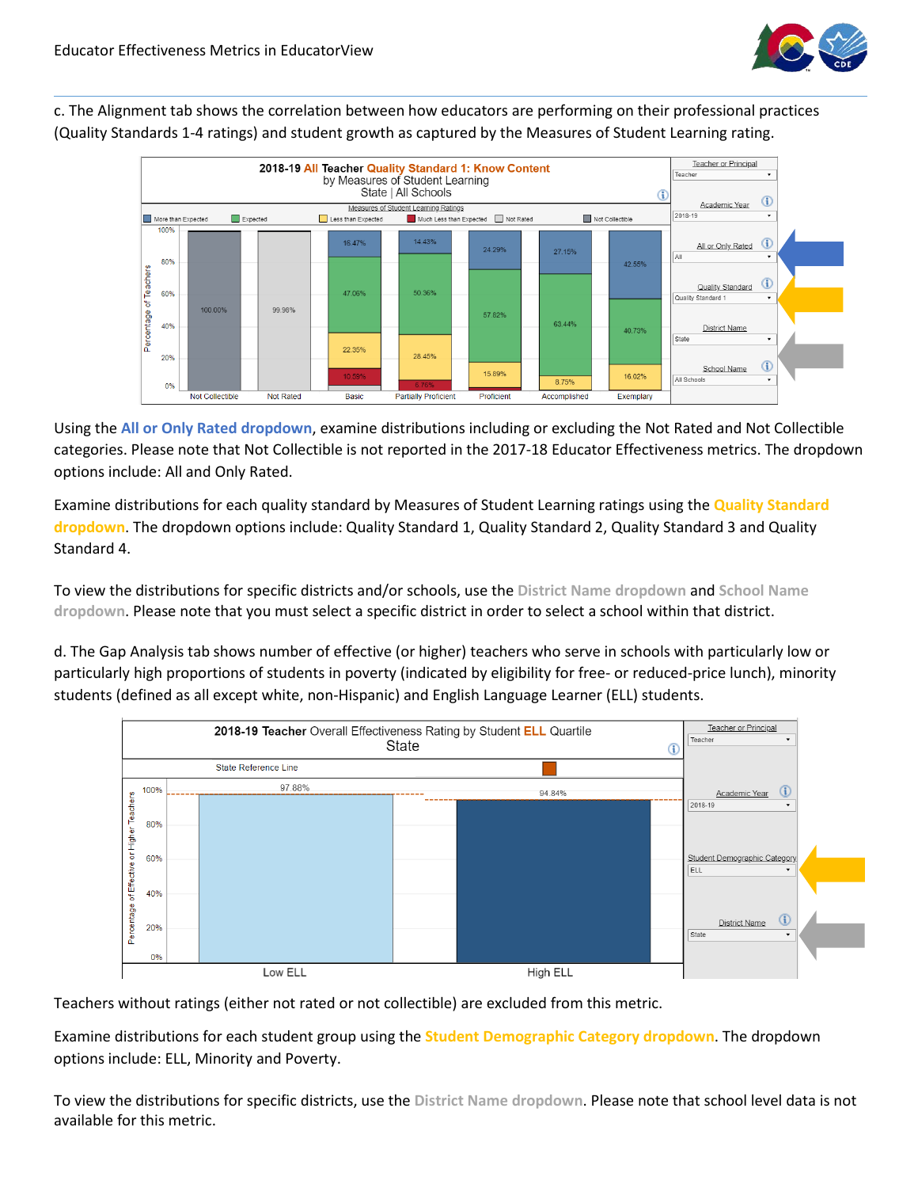c. The Alignment tab shows the correlation between how educators are performing on their professional practices (Quality Standards 1-4 ratings) and student growth as captured by the Measures of Student Learning rating.

Using the **All or Only Rated dropdown**, examine distributions including or excluding the Not Rated and Not Collectible categories. Please note that Not Collectible is not reported in the 2017-18 Educator Effectiveness metrics. The dropdown options include: All and Only Rated.

Examine distributions for each quality standard by Measures of Student Learning ratings using the **Quality Standard dropdown**. The dropdown options include: Quality Standard 1, Quality Standard 2, Quality Standard 3 and Quality Standard 4.

To view the distributions for specific districts and/or schools, use the **District Name dropdown** and **School Name dropdown**. Please note that you must select a specific district in order to select a school within that district.

d. The Gap Analysis tab shows number of effective (or higher) teachers who serve in schools with particularly low or particularly high proportions of students in poverty (indicated by eligibility for free- or reduced-price lunch), minority students (defined as all except white, non-Hispanic) and English Language Learner (ELL) students.

Teachers without ratings (either not rated or not collectible) are excluded from this metric.

Examine distributions for each student group using the **Student Demographic Category dropdown**. The dropdown options include: ELL, Minority and Poverty.

To view the distributions for specific districts, use the **District Name dropdown**. Please note that school level data is not available for this metric.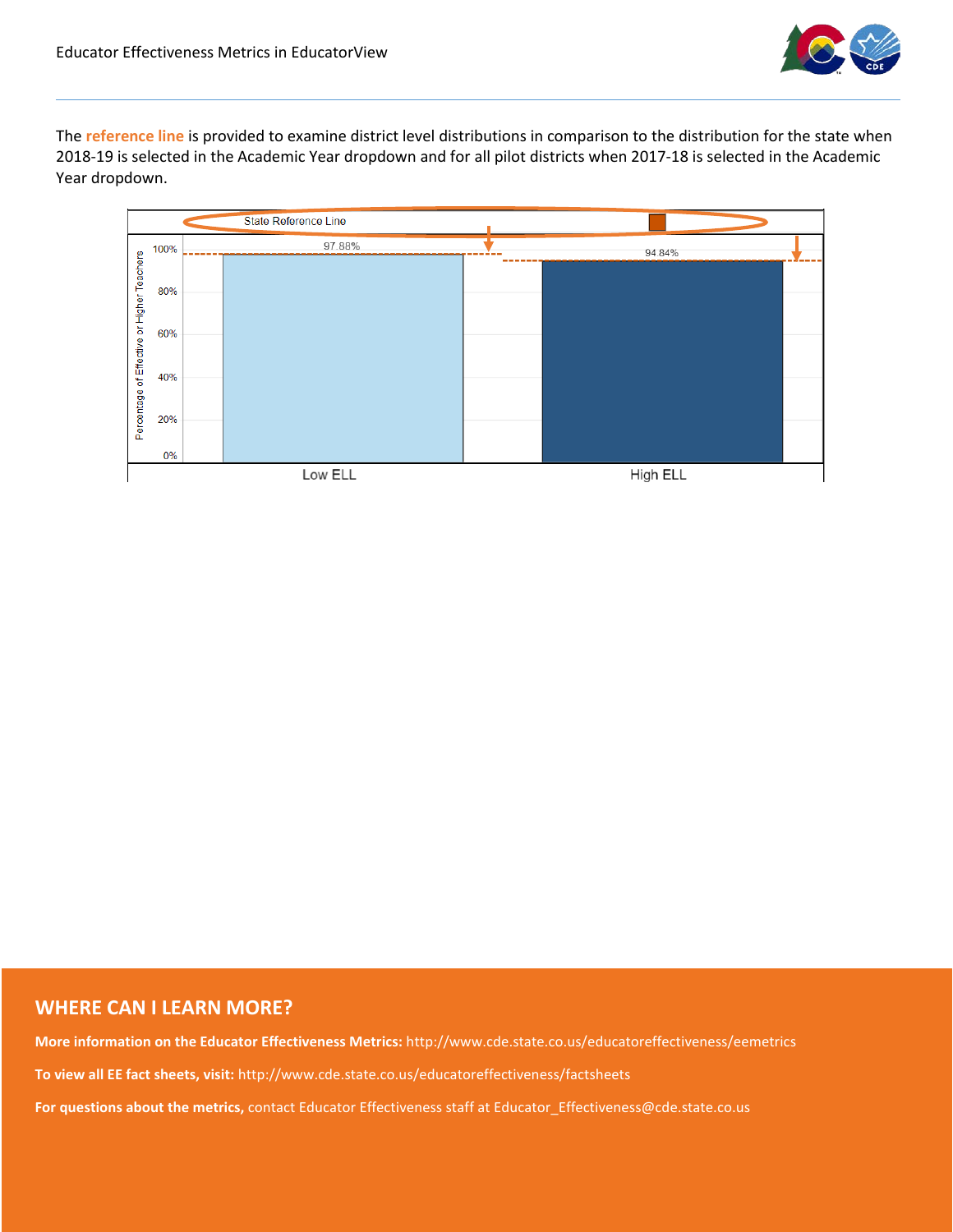The **reference line** is provided to examine district level distributions in comparison to the distribution for the state when 2018-19 is selected in the Academic Year dropdown and for all pilot districts when 2017-18 is selected in the Academic Year dropdown.

State Reference Line

Percentage of Effective or Higher Teachers

100%
80%
60%
40%
20%
0%

97.88%
94.84%

Low ELL
High ELL

## WHERE CAN I LEARN MORE?

**More information on the Educator Effectiveness Metrics:** http://www.cde.state.co.us/educatoreffectiveness/eemetrics

**To view all EE fact sheets, visit:** http://www.cde.state.co.us/educatoreffectiveness/factsheets

**For questions about the metrics,** contact Educator Effectiveness staff at Educator_Effectiveness@cde.state.co.us